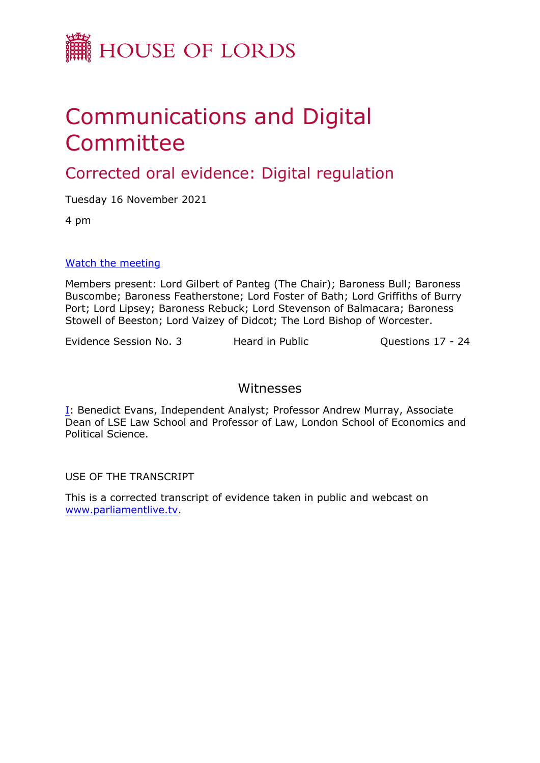HOUSE OF LORDS

# Communications and Digital Committee

## Corrected oral evidence: Digital regulation

Tuesday 16 November 2021

4 pm

[Watch the meeting](#)

Members present: Lord Gilbert of Panteg (The Chair); Baroness Bull; Baroness Buscombe; Baroness Featherstone; Lord Foster of Bath; Lord Griffiths of Burry Port; Lord Lipsey; Baroness Rebuck; Lord Stevenson of Balmacara; Baroness Stowell of Beeston; Lord Vaizey of Didcot; The Lord Bishop of Worcester.

Evidence Session No. 3 Heard in Public Questions 17 - 24

### Witnesses

I: Benedict Evans, Independent Analyst; Professor Andrew Murray, Associate Dean of LSE Law School and Professor of Law, London School of Economics and Political Science.

USE OF THE TRANSCRIPT

This is a corrected transcript of evidence taken in public and webcast on www.parliamentlive.tv.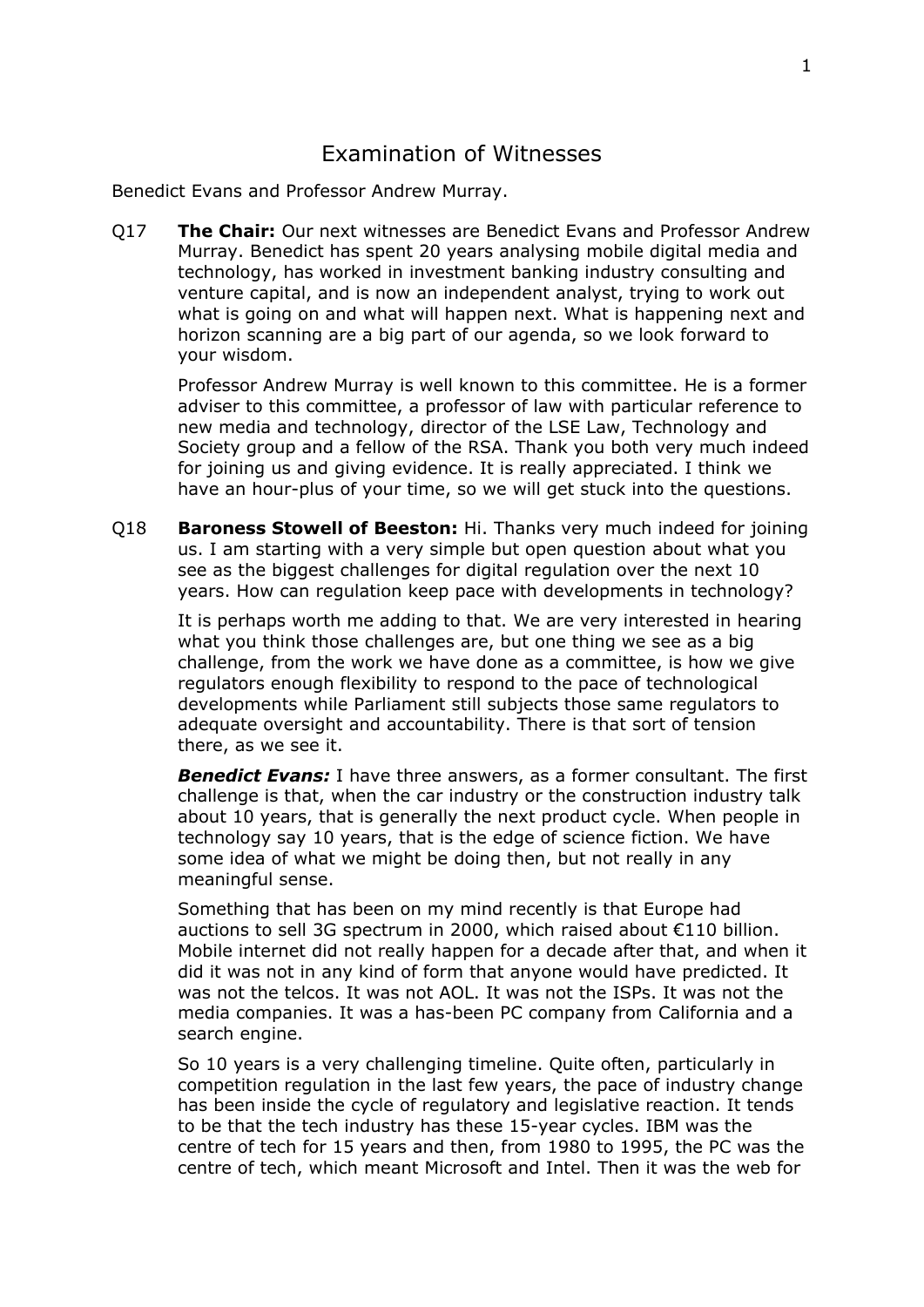# Examination of Witnesses

Benedict Evans and Professor Andrew Murray.

Q17 **The Chair:** Our next witnesses are Benedict Evans and Professor Andrew Murray. Benedict has spent 20 years analysing mobile digital media and technology, has worked in investment banking industry consulting and venture capital, and is now an independent analyst, trying to work out what is going on and what will happen next. What is happening next and horizon scanning are a big part of our agenda, so we look forward to your wisdom.

Professor Andrew Murray is well known to this committee. He is a former adviser to this committee, a professor of law with particular reference to new media and technology, director of the LSE Law, Technology and Society group and a fellow of the RSA. Thank you both very much indeed for joining us and giving evidence. It is really appreciated. I think we have an hour-plus of your time, so we will get stuck into the questions.

Q18 **Baroness Stowell of Beeston:** Hi. Thanks very much indeed for joining us. I am starting with a very simple but open question about what you see as the biggest challenges for digital regulation over the next 10 years. How can regulation keep pace with developments in technology?

It is perhaps worth me adding to that. We are very interested in hearing what you think those challenges are, but one thing we see as a big challenge, from the work we have done as a committee, is how we give regulators enough flexibility to respond to the pace of technological developments while Parliament still subjects those same regulators to adequate oversight and accountability. There is that sort of tension there, as we see it.

***Benedict Evans:*** I have three answers, as a former consultant. The first challenge is that, when the car industry or the construction industry talk about 10 years, that is generally the next product cycle. When people in technology say 10 years, that is the edge of science fiction. We have some idea of what we might be doing then, but not really in any meaningful sense.

Something that has been on my mind recently is that Europe had auctions to sell 3G spectrum in 2000, which raised about €110 billion. Mobile internet did not really happen for a decade after that, and when it did it was not in any kind of form that anyone would have predicted. It was not the telcos. It was not AOL. It was not the ISPs. It was not the media companies. It was a has-been PC company from California and a search engine.

So 10 years is a very challenging timeline. Quite often, particularly in competition regulation in the last few years, the pace of industry change has been inside the cycle of regulatory and legislative reaction. It tends to be that the tech industry has these 15-year cycles. IBM was the centre of tech for 15 years and then, from 1980 to 1995, the PC was the centre of tech, which meant Microsoft and Intel. Then it was the web for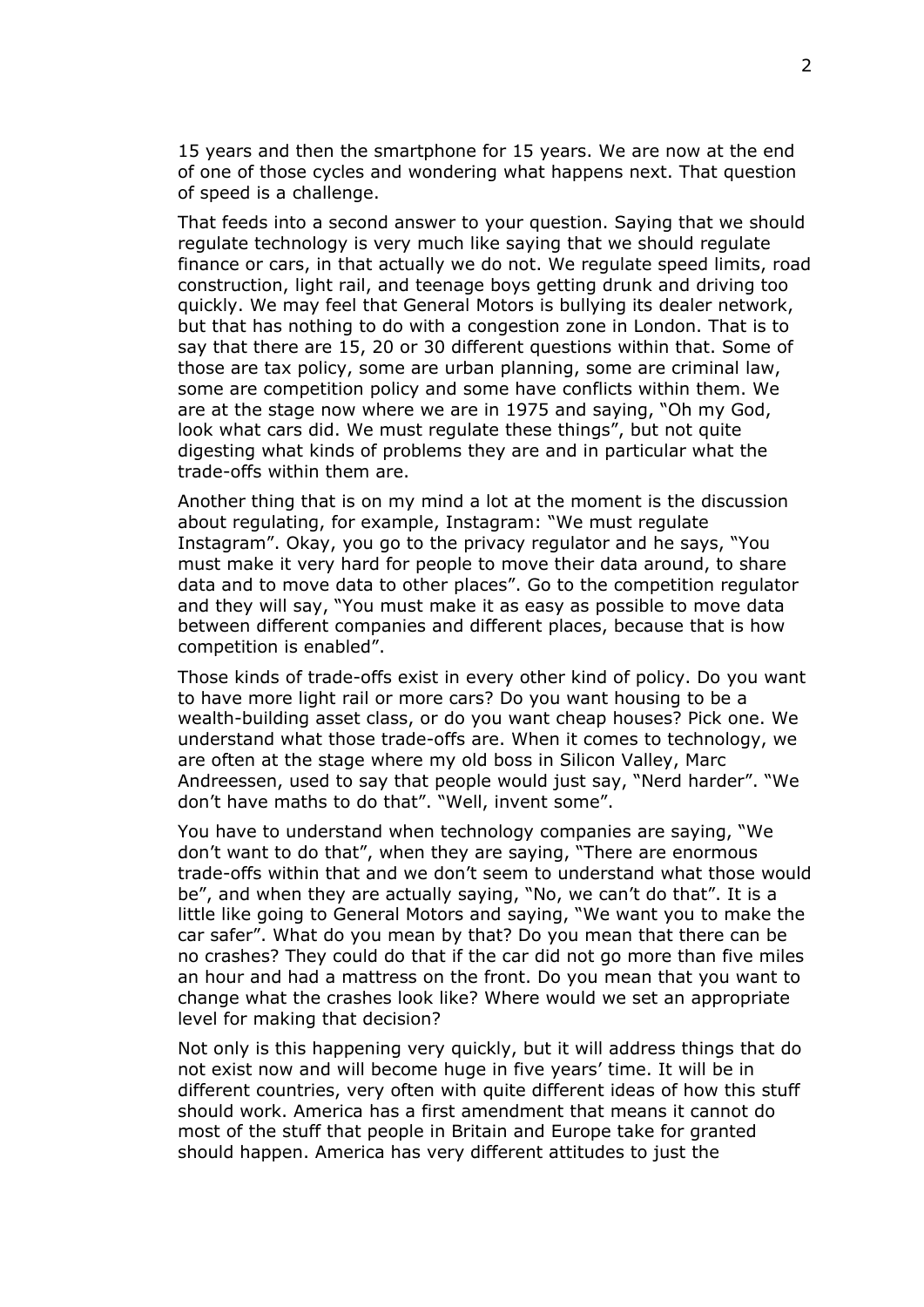15 years and then the smartphone for 15 years. We are now at the end of one of those cycles and wondering what happens next. That question of speed is a challenge.

That feeds into a second answer to your question. Saying that we should regulate technology is very much like saying that we should regulate finance or cars, in that actually we do not. We regulate speed limits, road construction, light rail, and teenage boys getting drunk and driving too quickly. We may feel that General Motors is bullying its dealer network, but that has nothing to do with a congestion zone in London. That is to say that there are 15, 20 or 30 different questions within that. Some of those are tax policy, some are urban planning, some are criminal law, some are competition policy and some have conflicts within them. We are at the stage now where we are in 1975 and saying, "Oh my God, look what cars did. We must regulate these things", but not quite digesting what kinds of problems they are and in particular what the trade-offs within them are.

Another thing that is on my mind a lot at the moment is the discussion about regulating, for example, Instagram: "We must regulate Instagram". Okay, you go to the privacy regulator and he says, "You must make it very hard for people to move their data around, to share data and to move data to other places". Go to the competition regulator and they will say, "You must make it as easy as possible to move data between different companies and different places, because that is how competition is enabled".

Those kinds of trade-offs exist in every other kind of policy. Do you want to have more light rail or more cars? Do you want housing to be a wealth-building asset class, or do you want cheap houses? Pick one. We understand what those trade-offs are. When it comes to technology, we are often at the stage where my old boss in Silicon Valley, Marc Andreessen, used to say that people would just say, "Nerd harder". "We don't have maths to do that". "Well, invent some".

You have to understand when technology companies are saying, "We don't want to do that", when they are saying, "There are enormous trade-offs within that and we don't seem to understand what those would be", and when they are actually saying, "No, we can't do that". It is a little like going to General Motors and saying, "We want you to make the car safer". What do you mean by that? Do you mean that there can be no crashes? They could do that if the car did not go more than five miles an hour and had a mattress on the front. Do you mean that you want to change what the crashes look like? Where would we set an appropriate level for making that decision?

Not only is this happening very quickly, but it will address things that do not exist now and will become huge in five years' time. It will be in different countries, very often with quite different ideas of how this stuff should work. America has a first amendment that means it cannot do most of the stuff that people in Britain and Europe take for granted should happen. America has very different attitudes to just the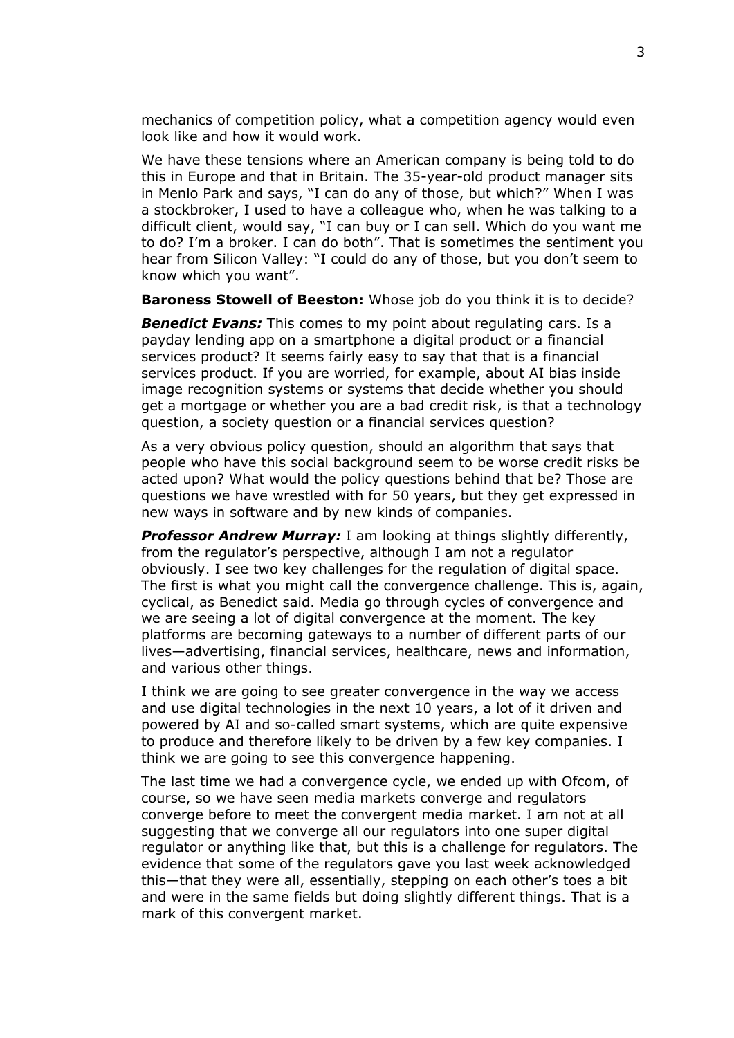mechanics of competition policy, what a competition agency would even look like and how it would work.

We have these tensions where an American company is being told to do this in Europe and that in Britain. The 35-year-old product manager sits in Menlo Park and says, "I can do any of those, but which?" When I was a stockbroker, I used to have a colleague who, when he was talking to a difficult client, would say, "I can buy or I can sell. Which do you want me to do? I'm a broker. I can do both". That is sometimes the sentiment you hear from Silicon Valley: "I could do any of those, but you don't seem to know which you want".

**Baroness Stowell of Beeston:** Whose job do you think it is to decide?

***Benedict Evans:*** This comes to my point about regulating cars. Is a payday lending app on a smartphone a digital product or a financial services product? It seems fairly easy to say that that is a financial services product. If you are worried, for example, about AI bias inside image recognition systems or systems that decide whether you should get a mortgage or whether you are a bad credit risk, is that a technology question, a society question or a financial services question?

As a very obvious policy question, should an algorithm that says that people who have this social background seem to be worse credit risks be acted upon? What would the policy questions behind that be? Those are questions we have wrestled with for 50 years, but they get expressed in new ways in software and by new kinds of companies.

***Professor Andrew Murray:*** I am looking at things slightly differently, from the regulator's perspective, although I am not a regulator obviously. I see two key challenges for the regulation of digital space. The first is what you might call the convergence challenge. This is, again, cyclical, as Benedict said. Media go through cycles of convergence and we are seeing a lot of digital convergence at the moment. The key platforms are becoming gateways to a number of different parts of our lives—advertising, financial services, healthcare, news and information, and various other things.

I think we are going to see greater convergence in the way we access and use digital technologies in the next 10 years, a lot of it driven and powered by AI and so-called smart systems, which are quite expensive to produce and therefore likely to be driven by a few key companies. I think we are going to see this convergence happening.

The last time we had a convergence cycle, we ended up with Ofcom, of course, so we have seen media markets converge and regulators converge before to meet the convergent media market. I am not at all suggesting that we converge all our regulators into one super digital regulator or anything like that, but this is a challenge for regulators. The evidence that some of the regulators gave you last week acknowledged this—that they were all, essentially, stepping on each other's toes a bit and were in the same fields but doing slightly different things. That is a mark of this convergent market.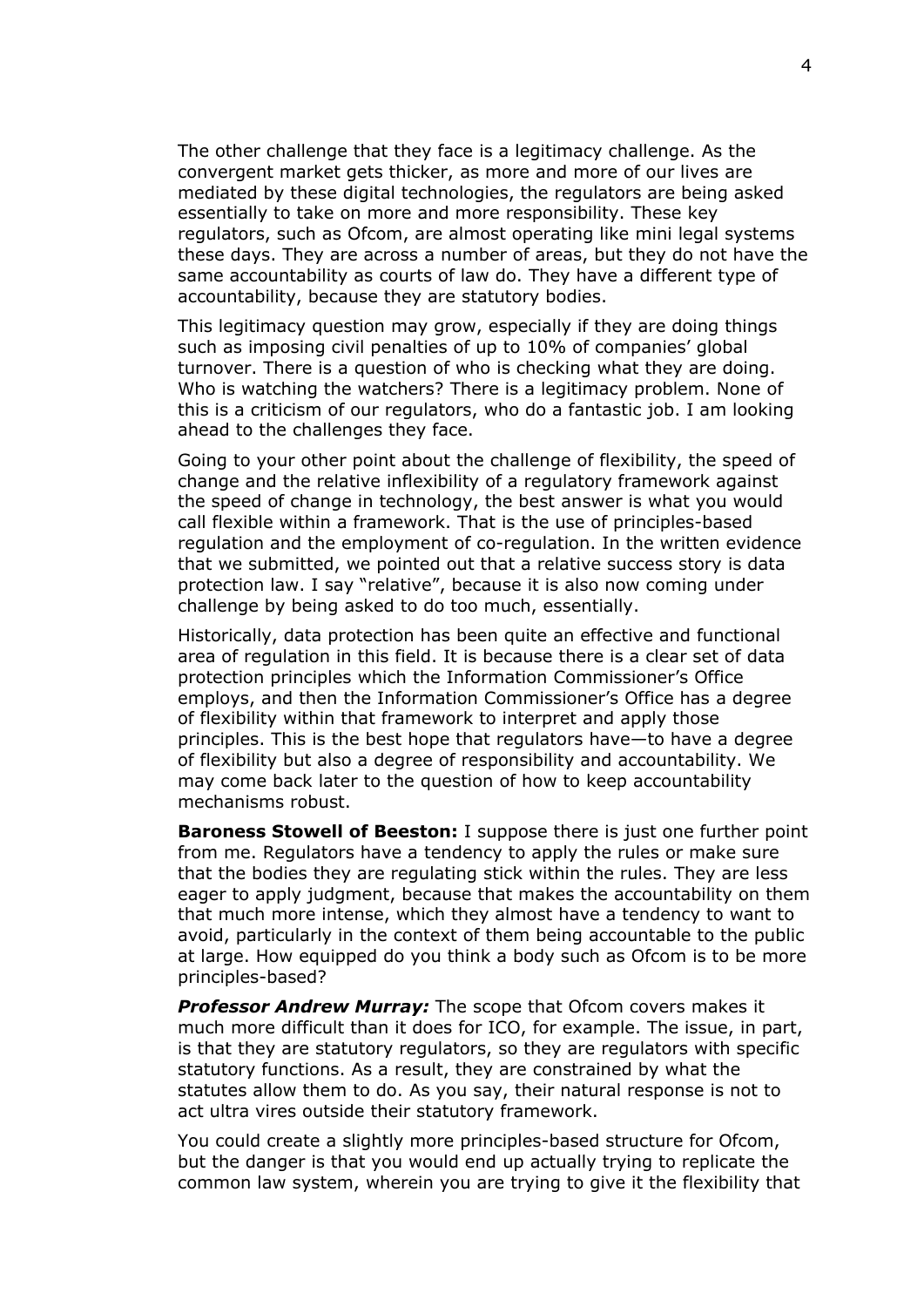The other challenge that they face is a legitimacy challenge. As the convergent market gets thicker, as more and more of our lives are mediated by these digital technologies, the regulators are being asked essentially to take on more and more responsibility. These key regulators, such as Ofcom, are almost operating like mini legal systems these days. They are across a number of areas, but they do not have the same accountability as courts of law do. They have a different type of accountability, because they are statutory bodies.

This legitimacy question may grow, especially if they are doing things such as imposing civil penalties of up to 10% of companies' global turnover. There is a question of who is checking what they are doing. Who is watching the watchers? There is a legitimacy problem. None of this is a criticism of our regulators, who do a fantastic job. I am looking ahead to the challenges they face.

Going to your other point about the challenge of flexibility, the speed of change and the relative inflexibility of a regulatory framework against the speed of change in technology, the best answer is what you would call flexible within a framework. That is the use of principles-based regulation and the employment of co-regulation. In the written evidence that we submitted, we pointed out that a relative success story is data protection law. I say "relative", because it is also now coming under challenge by being asked to do too much, essentially.

Historically, data protection has been quite an effective and functional area of regulation in this field. It is because there is a clear set of data protection principles which the Information Commissioner's Office employs, and then the Information Commissioner's Office has a degree of flexibility within that framework to interpret and apply those principles. This is the best hope that regulators have—to have a degree of flexibility but also a degree of responsibility and accountability. We may come back later to the question of how to keep accountability mechanisms robust.

**Baroness Stowell of Beeston:** I suppose there is just one further point from me. Regulators have a tendency to apply the rules or make sure that the bodies they are regulating stick within the rules. They are less eager to apply judgment, because that makes the accountability on them that much more intense, which they almost have a tendency to want to avoid, particularly in the context of them being accountable to the public at large. How equipped do you think a body such as Ofcom is to be more principles-based?

***Professor Andrew Murray:*** The scope that Ofcom covers makes it much more difficult than it does for ICO, for example. The issue, in part, is that they are statutory regulators, so they are regulators with specific statutory functions. As a result, they are constrained by what the statutes allow them to do. As you say, their natural response is not to act ultra vires outside their statutory framework.

You could create a slightly more principles-based structure for Ofcom, but the danger is that you would end up actually trying to replicate the common law system, wherein you are trying to give it the flexibility that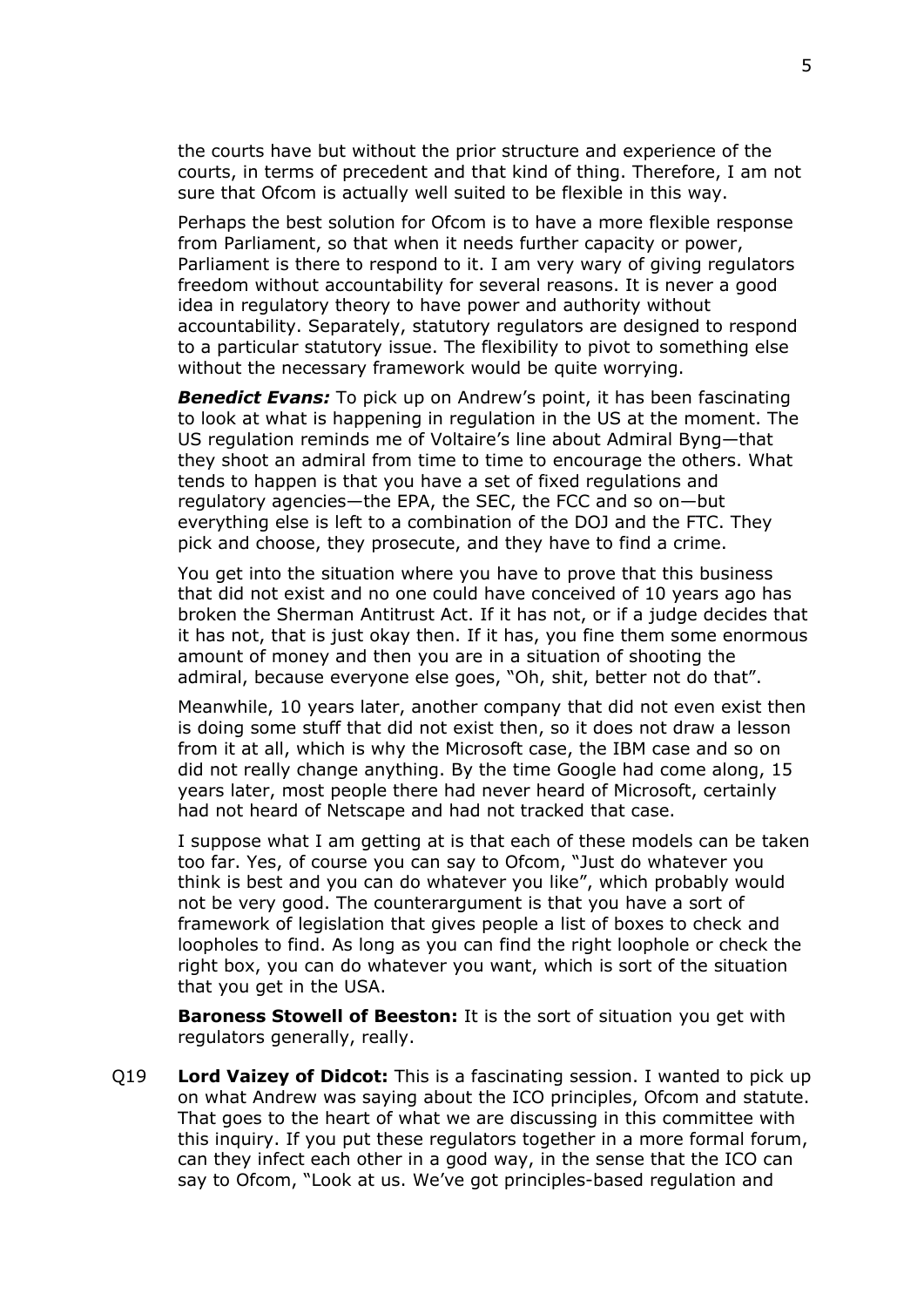the courts have but without the prior structure and experience of the courts, in terms of precedent and that kind of thing. Therefore, I am not sure that Ofcom is actually well suited to be flexible in this way.

Perhaps the best solution for Ofcom is to have a more flexible response from Parliament, so that when it needs further capacity or power, Parliament is there to respond to it. I am very wary of giving regulators freedom without accountability for several reasons. It is never a good idea in regulatory theory to have power and authority without accountability. Separately, statutory regulators are designed to respond to a particular statutory issue. The flexibility to pivot to something else without the necessary framework would be quite worrying.

***Benedict Evans:*** To pick up on Andrew's point, it has been fascinating to look at what is happening in regulation in the US at the moment. The US regulation reminds me of Voltaire's line about Admiral Byng—that they shoot an admiral from time to time to encourage the others. What tends to happen is that you have a set of fixed regulations and regulatory agencies—the EPA, the SEC, the FCC and so on—but everything else is left to a combination of the DOJ and the FTC. They pick and choose, they prosecute, and they have to find a crime.

You get into the situation where you have to prove that this business that did not exist and no one could have conceived of 10 years ago has broken the Sherman Antitrust Act. If it has not, or if a judge decides that it has not, that is just okay then. If it has, you fine them some enormous amount of money and then you are in a situation of shooting the admiral, because everyone else goes, "Oh, shit, better not do that".

Meanwhile, 10 years later, another company that did not even exist then is doing some stuff that did not exist then, so it does not draw a lesson from it at all, which is why the Microsoft case, the IBM case and so on did not really change anything. By the time Google had come along, 15 years later, most people there had never heard of Microsoft, certainly had not heard of Netscape and had not tracked that case.

I suppose what I am getting at is that each of these models can be taken too far. Yes, of course you can say to Ofcom, "Just do whatever you think is best and you can do whatever you like", which probably would not be very good. The counterargument is that you have a sort of framework of legislation that gives people a list of boxes to check and loopholes to find. As long as you can find the right loophole or check the right box, you can do whatever you want, which is sort of the situation that you get in the USA.

**Baroness Stowell of Beeston:** It is the sort of situation you get with regulators generally, really.

Q19 **Lord Vaizey of Didcot:** This is a fascinating session. I wanted to pick up on what Andrew was saying about the ICO principles, Ofcom and statute. That goes to the heart of what we are discussing in this committee with this inquiry. If you put these regulators together in a more formal forum, can they infect each other in a good way, in the sense that the ICO can say to Ofcom, "Look at us. We've got principles-based regulation and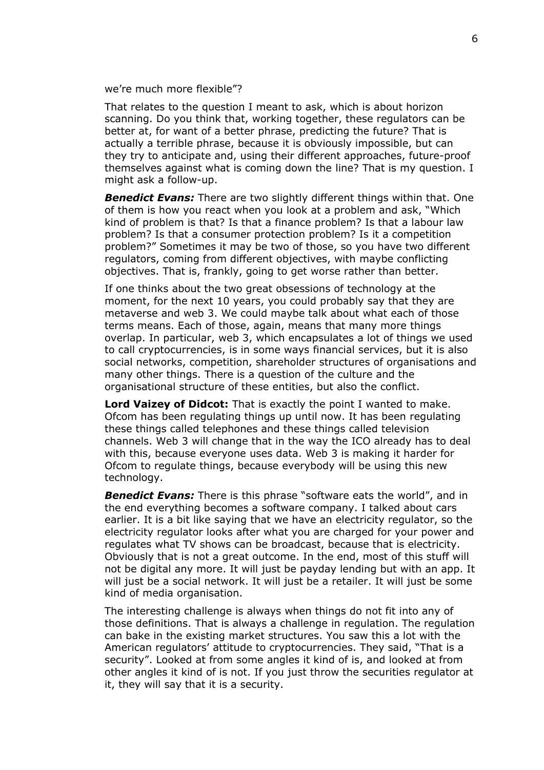we’re much more flexible”?

That relates to the question I meant to ask, which is about horizon scanning. Do you think that, working together, these regulators can be better at, for want of a better phrase, predicting the future? That is actually a terrible phrase, because it is obviously impossible, but can they try to anticipate and, using their different approaches, future-proof themselves against what is coming down the line? That is my question. I might ask a follow-up.

***Benedict Evans:*** There are two slightly different things within that. One of them is how you react when you look at a problem and ask, “Which kind of problem is that? Is that a finance problem? Is that a labour law problem? Is that a consumer protection problem? Is it a competition problem?” Sometimes it may be two of those, so you have two different regulators, coming from different objectives, with maybe conflicting objectives. That is, frankly, going to get worse rather than better.

If one thinks about the two great obsessions of technology at the moment, for the next 10 years, you could probably say that they are metaverse and web 3. We could maybe talk about what each of those terms means. Each of those, again, means that many more things overlap. In particular, web 3, which encapsulates a lot of things we used to call cryptocurrencies, is in some ways financial services, but it is also social networks, competition, shareholder structures of organisations and many other things. There is a question of the culture and the organisational structure of these entities, but also the conflict.

**Lord Vaizey of Didcot:** That is exactly the point I wanted to make. Ofcom has been regulating things up until now. It has been regulating these things called telephones and these things called television channels. Web 3 will change that in the way the ICO already has to deal with this, because everyone uses data. Web 3 is making it harder for Ofcom to regulate things, because everybody will be using this new technology.

***Benedict Evans:*** There is this phrase “software eats the world”, and in the end everything becomes a software company. I talked about cars earlier. It is a bit like saying that we have an electricity regulator, so the electricity regulator looks after what you are charged for your power and regulates what TV shows can be broadcast, because that is electricity. Obviously that is not a great outcome. In the end, most of this stuff will not be digital any more. It will just be payday lending but with an app. It will just be a social network. It will just be a retailer. It will just be some kind of media organisation.

The interesting challenge is always when things do not fit into any of those definitions. That is always a challenge in regulation. The regulation can bake in the existing market structures. You saw this a lot with the American regulators’ attitude to cryptocurrencies. They said, “That is a security”. Looked at from some angles it kind of is, and looked at from other angles it kind of is not. If you just throw the securities regulator at it, they will say that it is a security.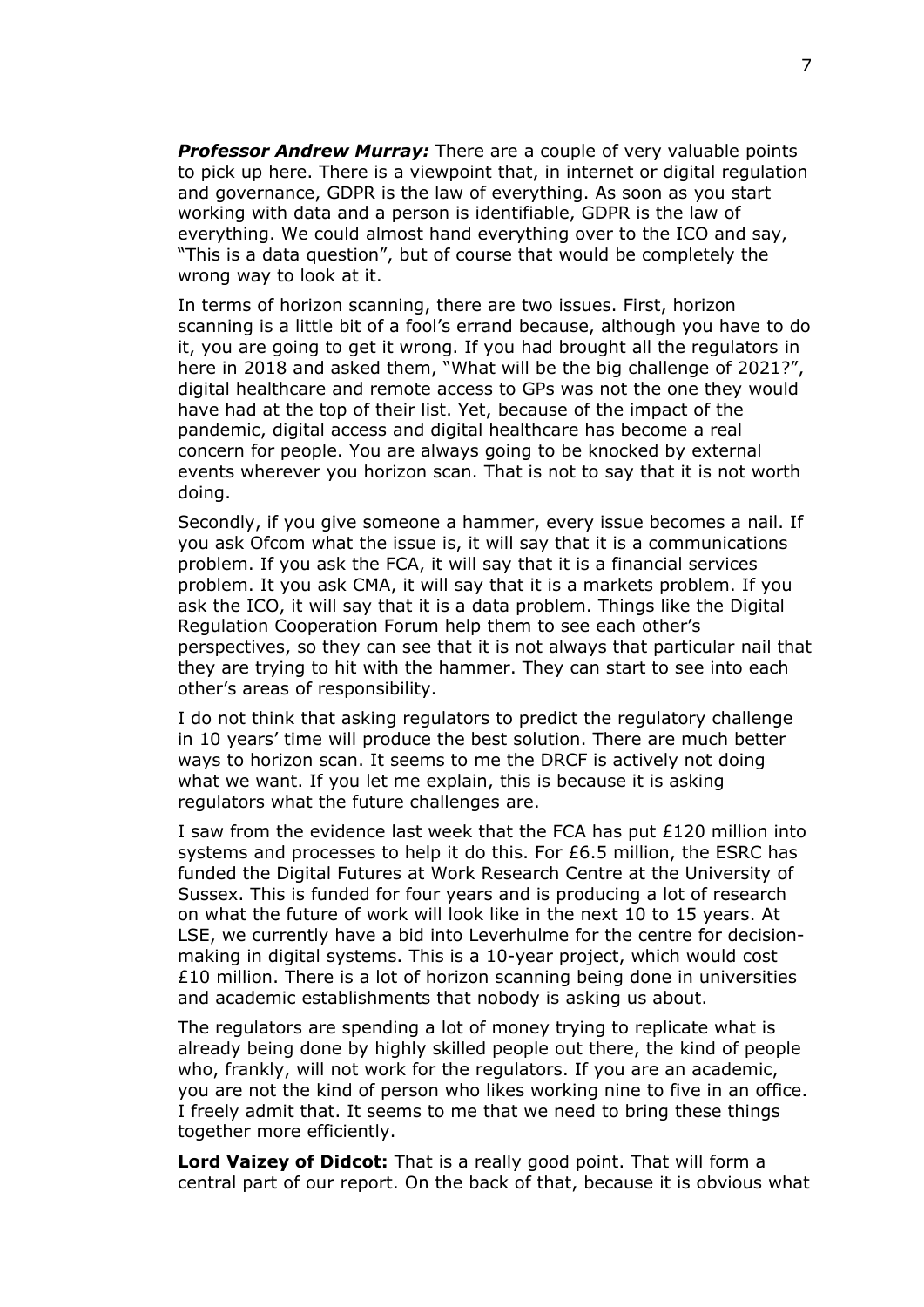***Professor Andrew Murray:*** There are a couple of very valuable points to pick up here. There is a viewpoint that, in internet or digital regulation and governance, GDPR is the law of everything. As soon as you start working with data and a person is identifiable, GDPR is the law of everything. We could almost hand everything over to the ICO and say, "This is a data question", but of course that would be completely the wrong way to look at it.

In terms of horizon scanning, there are two issues. First, horizon scanning is a little bit of a fool's errand because, although you have to do it, you are going to get it wrong. If you had brought all the regulators in here in 2018 and asked them, "What will be the big challenge of 2021?", digital healthcare and remote access to GPs was not the one they would have had at the top of their list. Yet, because of the impact of the pandemic, digital access and digital healthcare has become a real concern for people. You are always going to be knocked by external events wherever you horizon scan. That is not to say that it is not worth doing.

Secondly, if you give someone a hammer, every issue becomes a nail. If you ask Ofcom what the issue is, it will say that it is a communications problem. If you ask the FCA, it will say that it is a financial services problem. It you ask CMA, it will say that it is a markets problem. If you ask the ICO, it will say that it is a data problem. Things like the Digital Regulation Cooperation Forum help them to see each other's perspectives, so they can see that it is not always that particular nail that they are trying to hit with the hammer. They can start to see into each other's areas of responsibility.

I do not think that asking regulators to predict the regulatory challenge in 10 years' time will produce the best solution. There are much better ways to horizon scan. It seems to me the DRCF is actively not doing what we want. If you let me explain, this is because it is asking regulators what the future challenges are.

I saw from the evidence last week that the FCA has put £120 million into systems and processes to help it do this. For £6.5 million, the ESRC has funded the Digital Futures at Work Research Centre at the University of Sussex. This is funded for four years and is producing a lot of research on what the future of work will look like in the next 10 to 15 years. At LSE, we currently have a bid into Leverhulme for the centre for decision-making in digital systems. This is a 10-year project, which would cost £10 million. There is a lot of horizon scanning being done in universities and academic establishments that nobody is asking us about.

The regulators are spending a lot of money trying to replicate what is already being done by highly skilled people out there, the kind of people who, frankly, will not work for the regulators. If you are an academic, you are not the kind of person who likes working nine to five in an office. I freely admit that. It seems to me that we need to bring these things together more efficiently.

**Lord Vaizey of Didcot:** That is a really good point. That will form a central part of our report. On the back of that, because it is obvious what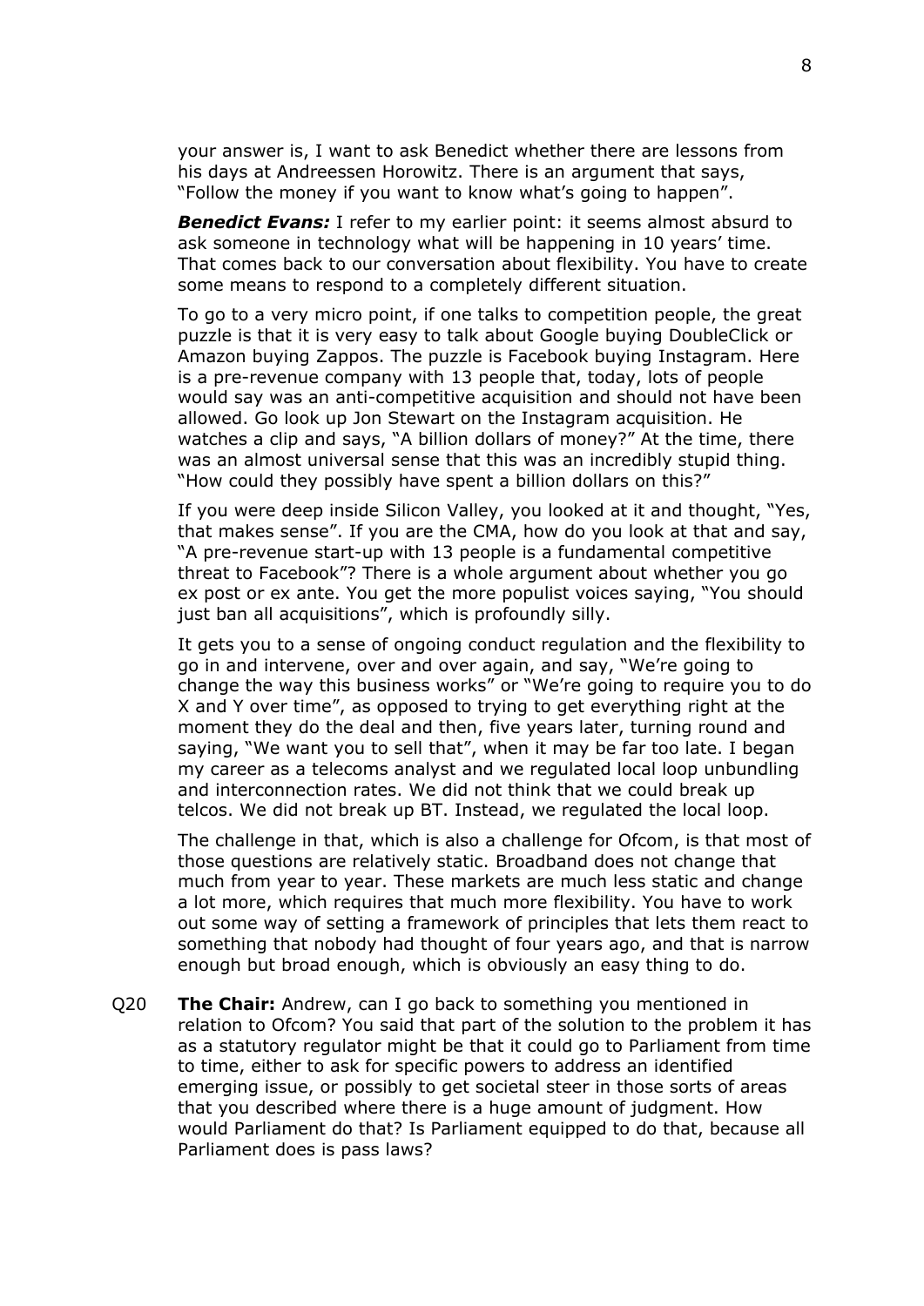your answer is, I want to ask Benedict whether there are lessons from his days at Andreessen Horowitz. There is an argument that says, "Follow the money if you want to know what's going to happen".

***Benedict Evans:*** I refer to my earlier point: it seems almost absurd to ask someone in technology what will be happening in 10 years' time. That comes back to our conversation about flexibility. You have to create some means to respond to a completely different situation.

To go to a very micro point, if one talks to competition people, the great puzzle is that it is very easy to talk about Google buying DoubleClick or Amazon buying Zappos. The puzzle is Facebook buying Instagram. Here is a pre-revenue company with 13 people that, today, lots of people would say was an anti-competitive acquisition and should not have been allowed. Go look up Jon Stewart on the Instagram acquisition. He watches a clip and says, "A billion dollars of money?" At the time, there was an almost universal sense that this was an incredibly stupid thing. "How could they possibly have spent a billion dollars on this?"

If you were deep inside Silicon Valley, you looked at it and thought, "Yes, that makes sense". If you are the CMA, how do you look at that and say, "A pre-revenue start-up with 13 people is a fundamental competitive threat to Facebook"? There is a whole argument about whether you go ex post or ex ante. You get the more populist voices saying, "You should just ban all acquisitions", which is profoundly silly.

It gets you to a sense of ongoing conduct regulation and the flexibility to go in and intervene, over and over again, and say, "We're going to change the way this business works" or "We're going to require you to do X and Y over time", as opposed to trying to get everything right at the moment they do the deal and then, five years later, turning round and saying, "We want you to sell that", when it may be far too late. I began my career as a telecoms analyst and we regulated local loop unbundling and interconnection rates. We did not think that we could break up telcos. We did not break up BT. Instead, we regulated the local loop.

The challenge in that, which is also a challenge for Ofcom, is that most of those questions are relatively static. Broadband does not change that much from year to year. These markets are much less static and change a lot more, which requires that much more flexibility. You have to work out some way of setting a framework of principles that lets them react to something that nobody had thought of four years ago, and that is narrow enough but broad enough, which is obviously an easy thing to do.

Q20 **The Chair:** Andrew, can I go back to something you mentioned in relation to Ofcom? You said that part of the solution to the problem it has as a statutory regulator might be that it could go to Parliament from time to time, either to ask for specific powers to address an identified emerging issue, or possibly to get societal steer in those sorts of areas that you described where there is a huge amount of judgment. How would Parliament do that? Is Parliament equipped to do that, because all Parliament does is pass laws?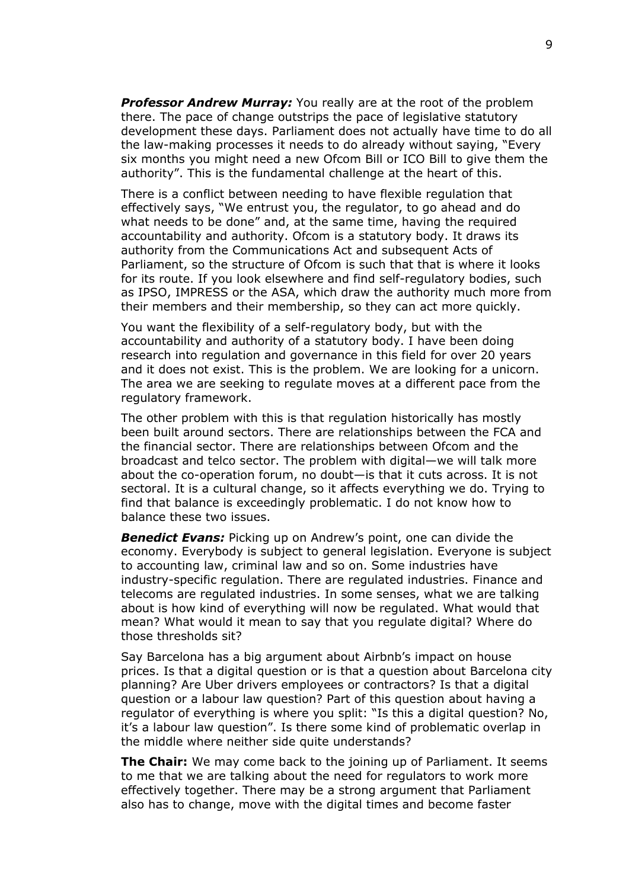***Professor Andrew Murray:*** You really are at the root of the problem there. The pace of change outstrips the pace of legislative statutory development these days. Parliament does not actually have time to do all the law-making processes it needs to do already without saying, "Every six months you might need a new Ofcom Bill or ICO Bill to give them the authority". This is the fundamental challenge at the heart of this.

There is a conflict between needing to have flexible regulation that effectively says, "We entrust you, the regulator, to go ahead and do what needs to be done" and, at the same time, having the required accountability and authority. Ofcom is a statutory body. It draws its authority from the Communications Act and subsequent Acts of Parliament, so the structure of Ofcom is such that that is where it looks for its route. If you look elsewhere and find self-regulatory bodies, such as IPSO, IMPRESS or the ASA, which draw the authority much more from their members and their membership, so they can act more quickly.

You want the flexibility of a self-regulatory body, but with the accountability and authority of a statutory body. I have been doing research into regulation and governance in this field for over 20 years and it does not exist. This is the problem. We are looking for a unicorn. The area we are seeking to regulate moves at a different pace from the regulatory framework.

The other problem with this is that regulation historically has mostly been built around sectors. There are relationships between the FCA and the financial sector. There are relationships between Ofcom and the broadcast and telco sector. The problem with digital—we will talk more about the co-operation forum, no doubt—is that it cuts across. It is not sectoral. It is a cultural change, so it affects everything we do. Trying to find that balance is exceedingly problematic. I do not know how to balance these two issues.

***Benedict Evans:*** Picking up on Andrew's point, one can divide the economy. Everybody is subject to general legislation. Everyone is subject to accounting law, criminal law and so on. Some industries have industry-specific regulation. There are regulated industries. Finance and telecoms are regulated industries. In some senses, what we are talking about is how kind of everything will now be regulated. What would that mean? What would it mean to say that you regulate digital? Where do those thresholds sit?

Say Barcelona has a big argument about Airbnb's impact on house prices. Is that a digital question or is that a question about Barcelona city planning? Are Uber drivers employees or contractors? Is that a digital question or a labour law question? Part of this question about having a regulator of everything is where you split: "Is this a digital question? No, it's a labour law question". Is there some kind of problematic overlap in the middle where neither side quite understands?

**The Chair:** We may come back to the joining up of Parliament. It seems to me that we are talking about the need for regulators to work more effectively together. There may be a strong argument that Parliament also has to change, move with the digital times and become faster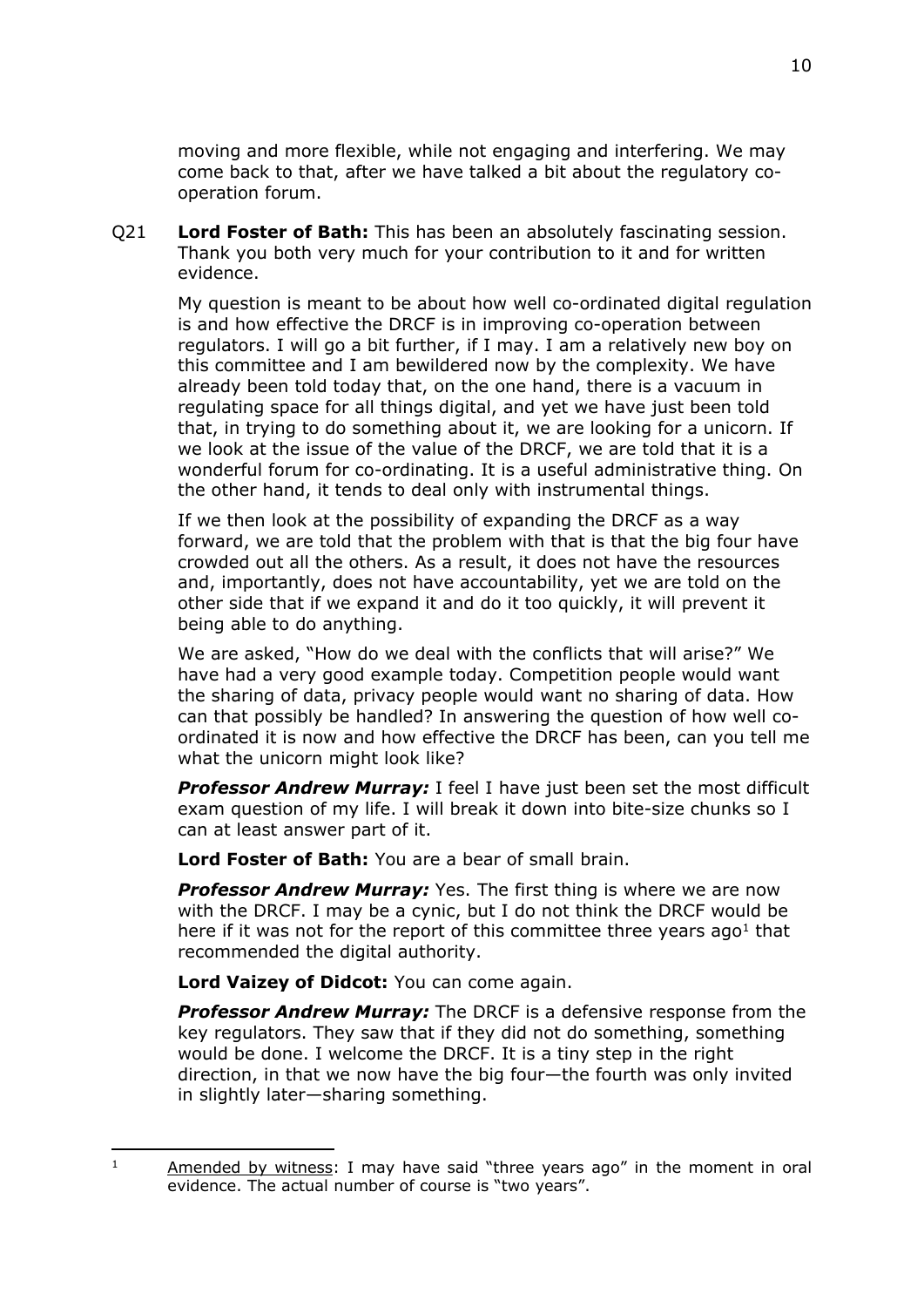moving and more flexible, while not engaging and interfering. We may come back to that, after we have talked a bit about the regulatory co-operation forum.

Q21 **Lord Foster of Bath:** This has been an absolutely fascinating session. Thank you both very much for your contribution to it and for written evidence.

My question is meant to be about how well co-ordinated digital regulation is and how effective the DRCF is in improving co-operation between regulators. I will go a bit further, if I may. I am a relatively new boy on this committee and I am bewildered now by the complexity. We have already been told today that, on the one hand, there is a vacuum in regulating space for all things digital, and yet we have just been told that, in trying to do something about it, we are looking for a unicorn. If we look at the issue of the value of the DRCF, we are told that it is a wonderful forum for co-ordinating. It is a useful administrative thing. On the other hand, it tends to deal only with instrumental things.

If we then look at the possibility of expanding the DRCF as a way forward, we are told that the problem with that is that the big four have crowded out all the others. As a result, it does not have the resources and, importantly, does not have accountability, yet we are told on the other side that if we expand it and do it too quickly, it will prevent it being able to do anything.

We are asked, "How do we deal with the conflicts that will arise?" We have had a very good example today. Competition people would want the sharing of data, privacy people would want no sharing of data. How can that possibly be handled? In answering the question of how well co-ordinated it is now and how effective the DRCF has been, can you tell me what the unicorn might look like?

***Professor Andrew Murray:*** I feel I have just been set the most difficult exam question of my life. I will break it down into bite-size chunks so I can at least answer part of it.

**Lord Foster of Bath:** You are a bear of small brain.

***Professor Andrew Murray:*** Yes. The first thing is where we are now with the DRCF. I may be a cynic, but I do not think the DRCF would be here if it was not for the report of this committee three years ago[1] that recommended the digital authority.

**Lord Vaizey of Didcot:** You can come again.

***Professor Andrew Murray:*** The DRCF is a defensive response from the key regulators. They saw that if they did not do something, something would be done. I welcome the DRCF. It is a tiny step in the right direction, in that we now have the big four—the fourth was only invited in slightly later—sharing something.

---

[1] Amended by witness: I may have said "three years ago" in the moment in oral evidence. The actual number of course is "two years".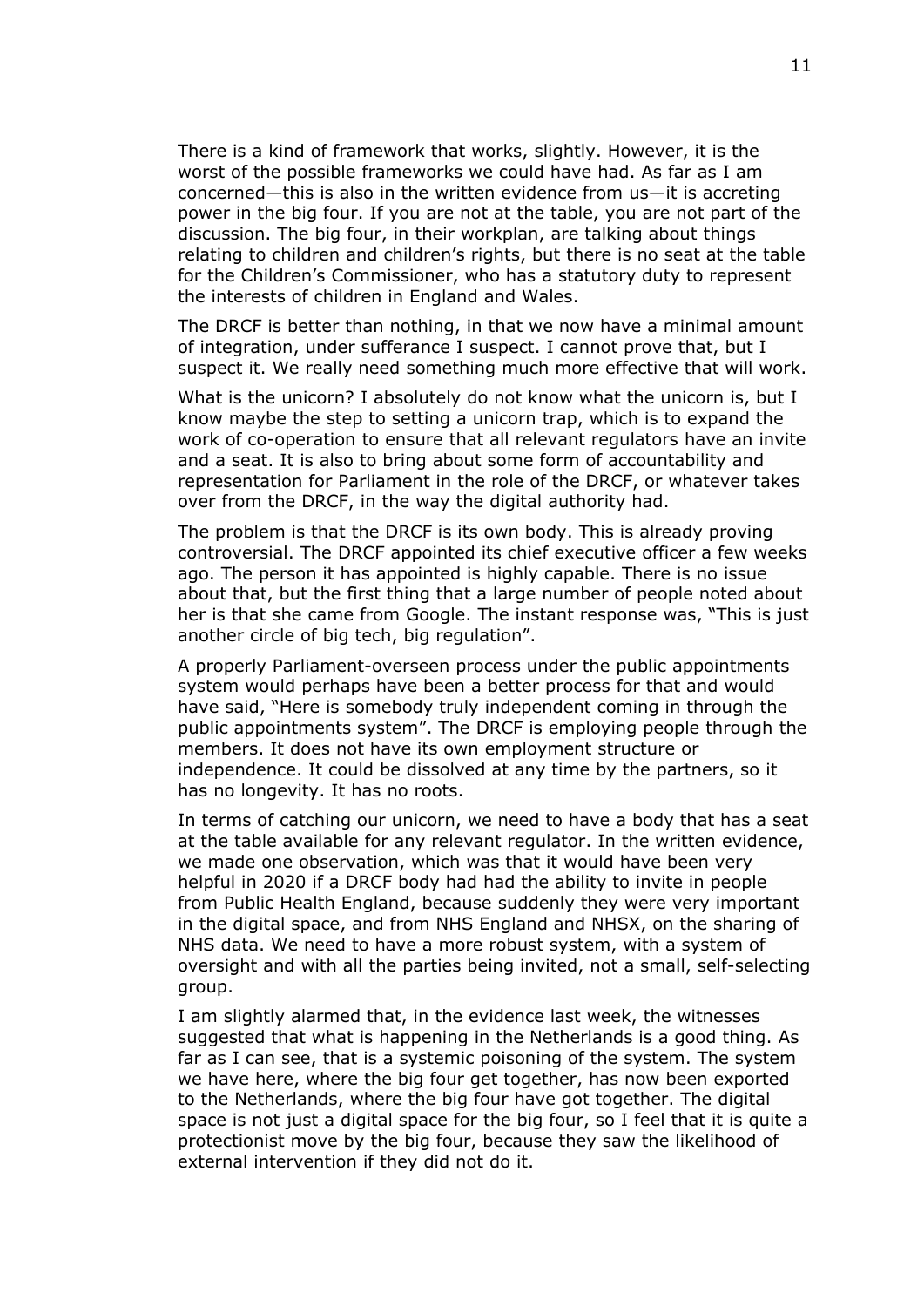There is a kind of framework that works, slightly. However, it is the worst of the possible frameworks we could have had. As far as I am concerned—this is also in the written evidence from us—it is accreting power in the big four. If you are not at the table, you are not part of the discussion. The big four, in their workplan, are talking about things relating to children and children's rights, but there is no seat at the table for the Children's Commissioner, who has a statutory duty to represent the interests of children in England and Wales.

The DRCF is better than nothing, in that we now have a minimal amount of integration, under sufferance I suspect. I cannot prove that, but I suspect it. We really need something much more effective that will work.

What is the unicorn? I absolutely do not know what the unicorn is, but I know maybe the step to setting a unicorn trap, which is to expand the work of co-operation to ensure that all relevant regulators have an invite and a seat. It is also to bring about some form of accountability and representation for Parliament in the role of the DRCF, or whatever takes over from the DRCF, in the way the digital authority had.

The problem is that the DRCF is its own body. This is already proving controversial. The DRCF appointed its chief executive officer a few weeks ago. The person it has appointed is highly capable. There is no issue about that, but the first thing that a large number of people noted about her is that she came from Google. The instant response was, "This is just another circle of big tech, big regulation".

A properly Parliament-overseen process under the public appointments system would perhaps have been a better process for that and would have said, "Here is somebody truly independent coming in through the public appointments system". The DRCF is employing people through the members. It does not have its own employment structure or independence. It could be dissolved at any time by the partners, so it has no longevity. It has no roots.

In terms of catching our unicorn, we need to have a body that has a seat at the table available for any relevant regulator. In the written evidence, we made one observation, which was that it would have been very helpful in 2020 if a DRCF body had had the ability to invite in people from Public Health England, because suddenly they were very important in the digital space, and from NHS England and NHSX, on the sharing of NHS data. We need to have a more robust system, with a system of oversight and with all the parties being invited, not a small, self-selecting group.

I am slightly alarmed that, in the evidence last week, the witnesses suggested that what is happening in the Netherlands is a good thing. As far as I can see, that is a systemic poisoning of the system. The system we have here, where the big four get together, has now been exported to the Netherlands, where the big four have got together. The digital space is not just a digital space for the big four, so I feel that it is quite a protectionist move by the big four, because they saw the likelihood of external intervention if they did not do it.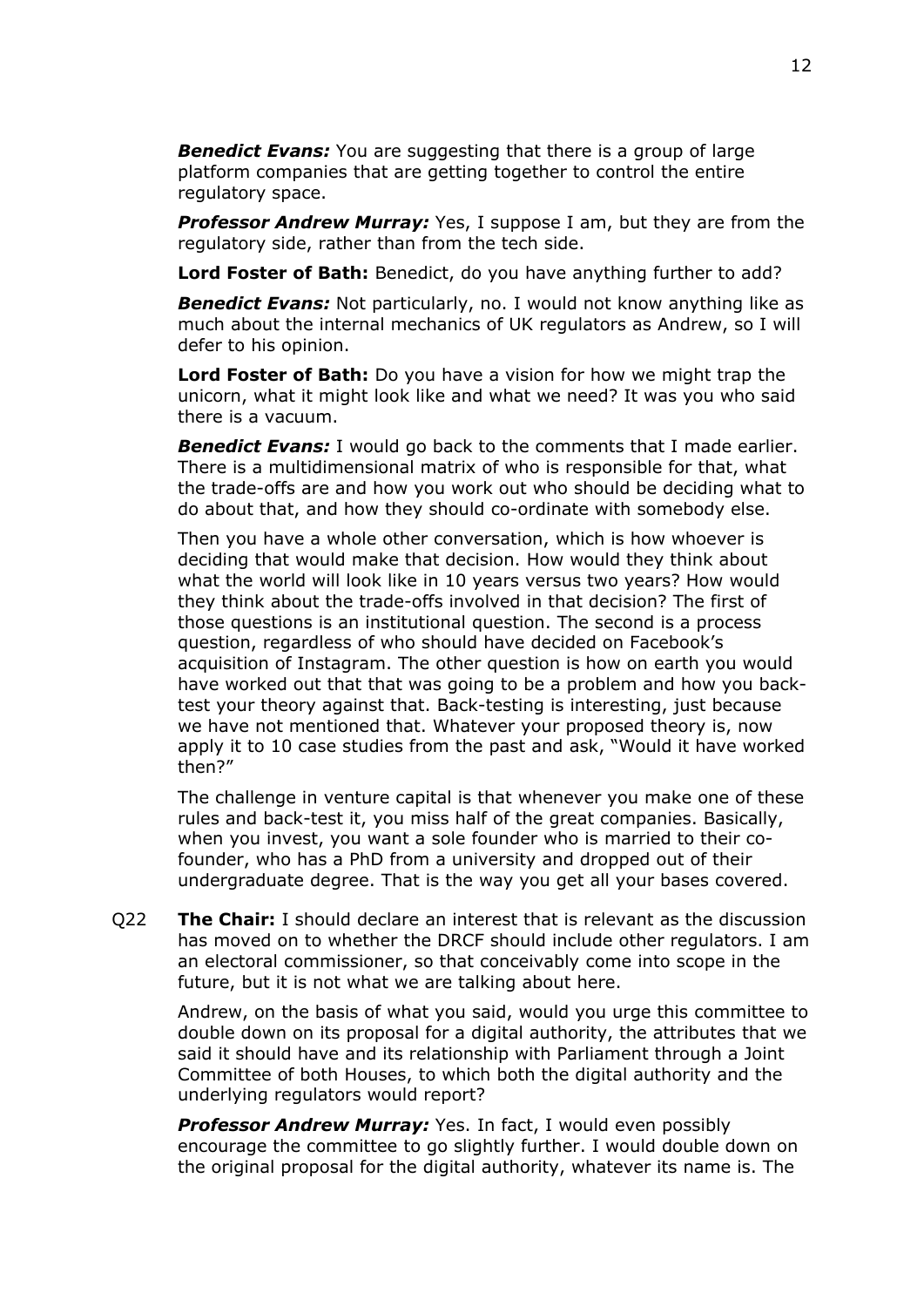***Benedict Evans:*** You are suggesting that there is a group of large platform companies that are getting together to control the entire regulatory space.

***Professor Andrew Murray:*** Yes, I suppose I am, but they are from the regulatory side, rather than from the tech side.

**Lord Foster of Bath:** Benedict, do you have anything further to add?

***Benedict Evans:*** Not particularly, no. I would not know anything like as much about the internal mechanics of UK regulators as Andrew, so I will defer to his opinion.

**Lord Foster of Bath:** Do you have a vision for how we might trap the unicorn, what it might look like and what we need? It was you who said there is a vacuum.

***Benedict Evans:*** I would go back to the comments that I made earlier. There is a multidimensional matrix of who is responsible for that, what the trade-offs are and how you work out who should be deciding what to do about that, and how they should co-ordinate with somebody else.

Then you have a whole other conversation, which is how whoever is deciding that would make that decision. How would they think about what the world will look like in 10 years versus two years? How would they think about the trade-offs involved in that decision? The first of those questions is an institutional question. The second is a process question, regardless of who should have decided on Facebook's acquisition of Instagram. The other question is how on earth you would have worked out that that was going to be a problem and how you back-test your theory against that. Back-testing is interesting, just because we have not mentioned that. Whatever your proposed theory is, now apply it to 10 case studies from the past and ask, "Would it have worked then?"

The challenge in venture capital is that whenever you make one of these rules and back-test it, you miss half of the great companies. Basically, when you invest, you want a sole founder who is married to their co-founder, who has a PhD from a university and dropped out of their undergraduate degree. That is the way you get all your bases covered.

Q22 **The Chair:** I should declare an interest that is relevant as the discussion has moved on to whether the DRCF should include other regulators. I am an electoral commissioner, so that conceivably come into scope in the future, but it is not what we are talking about here.

Andrew, on the basis of what you said, would you urge this committee to double down on its proposal for a digital authority, the attributes that we said it should have and its relationship with Parliament through a Joint Committee of both Houses, to which both the digital authority and the underlying regulators would report?

***Professor Andrew Murray:*** Yes. In fact, I would even possibly encourage the committee to go slightly further. I would double down on the original proposal for the digital authority, whatever its name is. The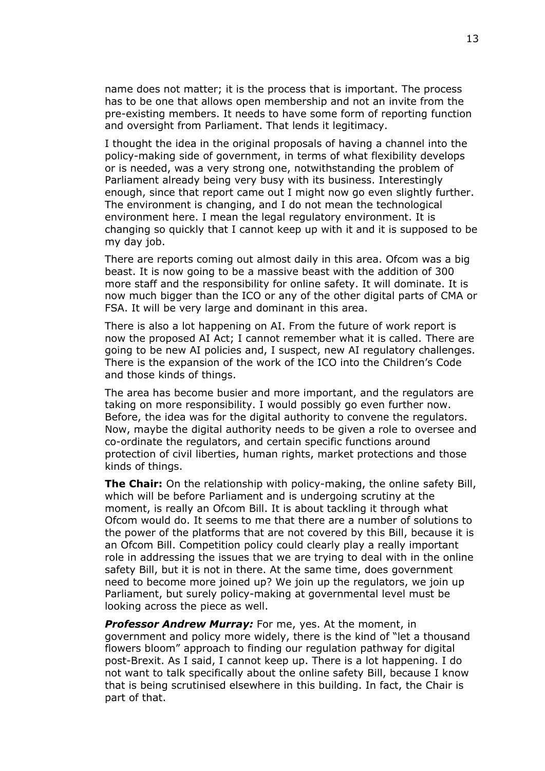name does not matter; it is the process that is important. The process has to be one that allows open membership and not an invite from the pre-existing members. It needs to have some form of reporting function and oversight from Parliament. That lends it legitimacy.

I thought the idea in the original proposals of having a channel into the policy-making side of government, in terms of what flexibility develops or is needed, was a very strong one, notwithstanding the problem of Parliament already being very busy with its business. Interestingly enough, since that report came out I might now go even slightly further. The environment is changing, and I do not mean the technological environment here. I mean the legal regulatory environment. It is changing so quickly that I cannot keep up with it and it is supposed to be my day job.

There are reports coming out almost daily in this area. Ofcom was a big beast. It is now going to be a massive beast with the addition of 300 more staff and the responsibility for online safety. It will dominate. It is now much bigger than the ICO or any of the other digital parts of CMA or FSA. It will be very large and dominant in this area.

There is also a lot happening on AI. From the future of work report is now the proposed AI Act; I cannot remember what it is called. There are going to be new AI policies and, I suspect, new AI regulatory challenges. There is the expansion of the work of the ICO into the Children's Code and those kinds of things.

The area has become busier and more important, and the regulators are taking on more responsibility. I would possibly go even further now. Before, the idea was for the digital authority to convene the regulators. Now, maybe the digital authority needs to be given a role to oversee and co-ordinate the regulators, and certain specific functions around protection of civil liberties, human rights, market protections and those kinds of things.

**The Chair:** On the relationship with policy-making, the online safety Bill, which will be before Parliament and is undergoing scrutiny at the moment, is really an Ofcom Bill. It is about tackling it through what Ofcom would do. It seems to me that there are a number of solutions to the power of the platforms that are not covered by this Bill, because it is an Ofcom Bill. Competition policy could clearly play a really important role in addressing the issues that we are trying to deal with in the online safety Bill, but it is not in there. At the same time, does government need to become more joined up? We join up the regulators, we join up Parliament, but surely policy-making at governmental level must be looking across the piece as well.

***Professor Andrew Murray:*** For me, yes. At the moment, in government and policy more widely, there is the kind of "let a thousand flowers bloom" approach to finding our regulation pathway for digital post-Brexit. As I said, I cannot keep up. There is a lot happening. I do not want to talk specifically about the online safety Bill, because I know that is being scrutinised elsewhere in this building. In fact, the Chair is part of that.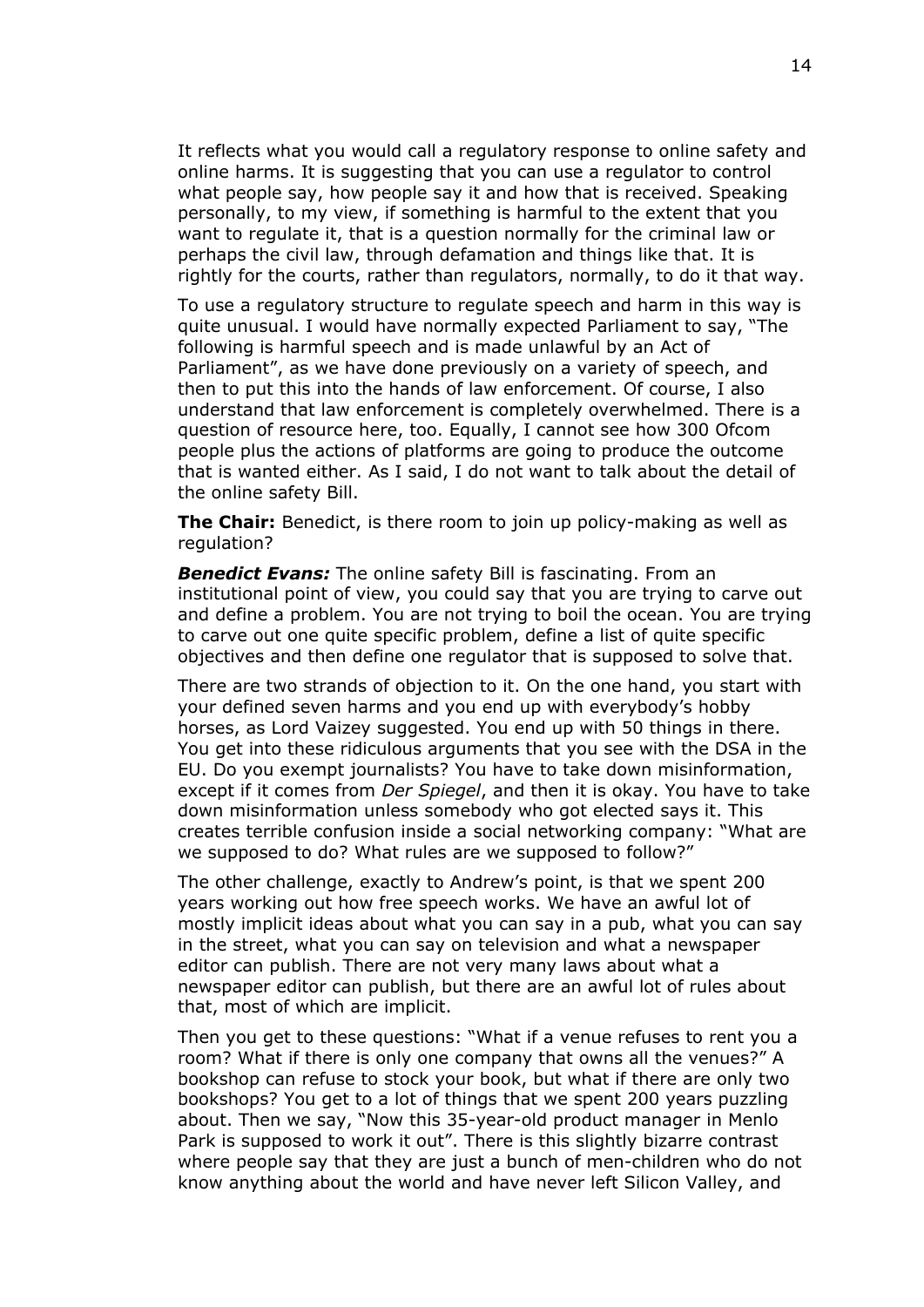It reflects what you would call a regulatory response to online safety and online harms. It is suggesting that you can use a regulator to control what people say, how people say it and how that is received. Speaking personally, to my view, if something is harmful to the extent that you want to regulate it, that is a question normally for the criminal law or perhaps the civil law, through defamation and things like that. It is rightly for the courts, rather than regulators, normally, to do it that way.

To use a regulatory structure to regulate speech and harm in this way is quite unusual. I would have normally expected Parliament to say, "The following is harmful speech and is made unlawful by an Act of Parliament", as we have done previously on a variety of speech, and then to put this into the hands of law enforcement. Of course, I also understand that law enforcement is completely overwhelmed. There is a question of resource here, too. Equally, I cannot see how 300 Ofcom people plus the actions of platforms are going to produce the outcome that is wanted either. As I said, I do not want to talk about the detail of the online safety Bill.

**The Chair:** Benedict, is there room to join up policy-making as well as regulation?

***Benedict Evans:*** The online safety Bill is fascinating. From an institutional point of view, you could say that you are trying to carve out and define a problem. You are not trying to boil the ocean. You are trying to carve out one quite specific problem, define a list of quite specific objectives and then define one regulator that is supposed to solve that.

There are two strands of objection to it. On the one hand, you start with your defined seven harms and you end up with everybody's hobby horses, as Lord Vaizey suggested. You end up with 50 things in there. You get into these ridiculous arguments that you see with the DSA in the EU. Do you exempt journalists? You have to take down misinformation, except if it comes from *Der Spiegel*, and then it is okay. You have to take down misinformation unless somebody who got elected says it. This creates terrible confusion inside a social networking company: "What are we supposed to do? What rules are we supposed to follow?"

The other challenge, exactly to Andrew's point, is that we spent 200 years working out how free speech works. We have an awful lot of mostly implicit ideas about what you can say in a pub, what you can say in the street, what you can say on television and what a newspaper editor can publish. There are not very many laws about what a newspaper editor can publish, but there are an awful lot of rules about that, most of which are implicit.

Then you get to these questions: "What if a venue refuses to rent you a room? What if there is only one company that owns all the venues?" A bookshop can refuse to stock your book, but what if there are only two bookshops? You get to a lot of things that we spent 200 years puzzling about. Then we say, "Now this 35-year-old product manager in Menlo Park is supposed to work it out". There is this slightly bizarre contrast where people say that they are just a bunch of men-children who do not know anything about the world and have never left Silicon Valley, and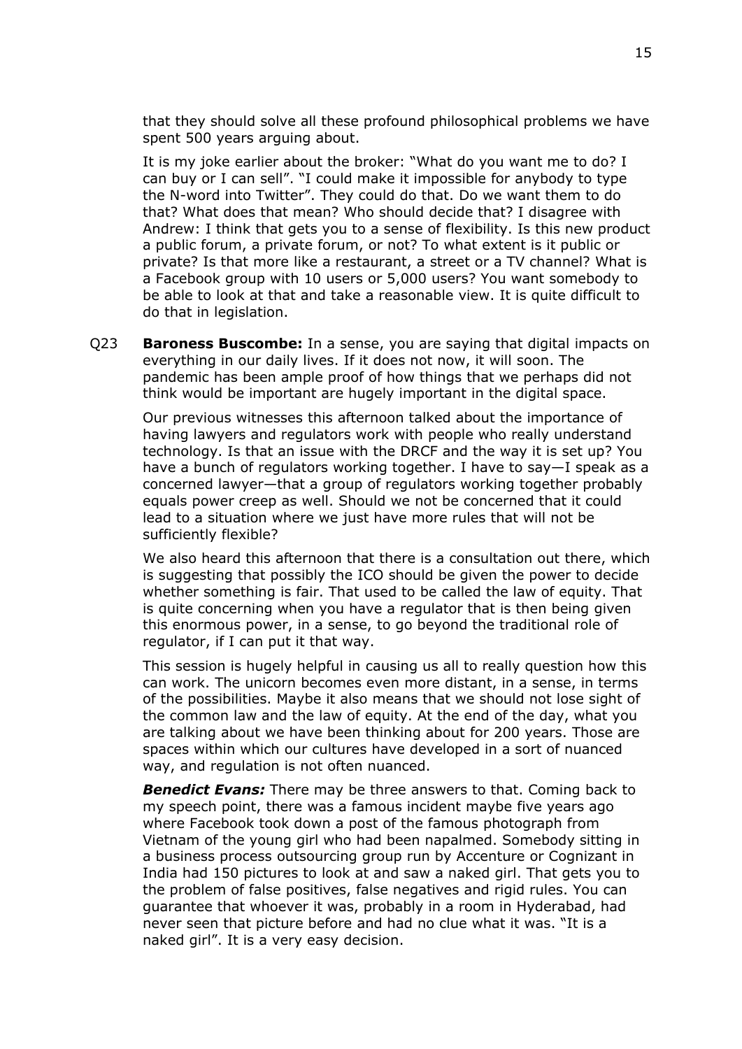that they should solve all these profound philosophical problems we have spent 500 years arguing about.

It is my joke earlier about the broker: "What do you want me to do? I can buy or I can sell". "I could make it impossible for anybody to type the N-word into Twitter". They could do that. Do we want them to do that? What does that mean? Who should decide that? I disagree with Andrew: I think that gets you to a sense of flexibility. Is this new product a public forum, a private forum, or not? To what extent is it public or private? Is that more like a restaurant, a street or a TV channel? What is a Facebook group with 10 users or 5,000 users? You want somebody to be able to look at that and take a reasonable view. It is quite difficult to do that in legislation.

Q23 **Baroness Buscombe:** In a sense, you are saying that digital impacts on everything in our daily lives. If it does not now, it will soon. The pandemic has been ample proof of how things that we perhaps did not think would be important are hugely important in the digital space.

Our previous witnesses this afternoon talked about the importance of having lawyers and regulators work with people who really understand technology. Is that an issue with the DRCF and the way it is set up? You have a bunch of regulators working together. I have to say—I speak as a concerned lawyer—that a group of regulators working together probably equals power creep as well. Should we not be concerned that it could lead to a situation where we just have more rules that will not be sufficiently flexible?

We also heard this afternoon that there is a consultation out there, which is suggesting that possibly the ICO should be given the power to decide whether something is fair. That used to be called the law of equity. That is quite concerning when you have a regulator that is then being given this enormous power, in a sense, to go beyond the traditional role of regulator, if I can put it that way.

This session is hugely helpful in causing us all to really question how this can work. The unicorn becomes even more distant, in a sense, in terms of the possibilities. Maybe it also means that we should not lose sight of the common law and the law of equity. At the end of the day, what you are talking about we have been thinking about for 200 years. Those are spaces within which our cultures have developed in a sort of nuanced way, and regulation is not often nuanced.

***Benedict Evans:*** There may be three answers to that. Coming back to my speech point, there was a famous incident maybe five years ago where Facebook took down a post of the famous photograph from Vietnam of the young girl who had been napalmed. Somebody sitting in a business process outsourcing group run by Accenture or Cognizant in India had 150 pictures to look at and saw a naked girl. That gets you to the problem of false positives, false negatives and rigid rules. You can guarantee that whoever it was, probably in a room in Hyderabad, had never seen that picture before and had no clue what it was. "It is a naked girl". It is a very easy decision.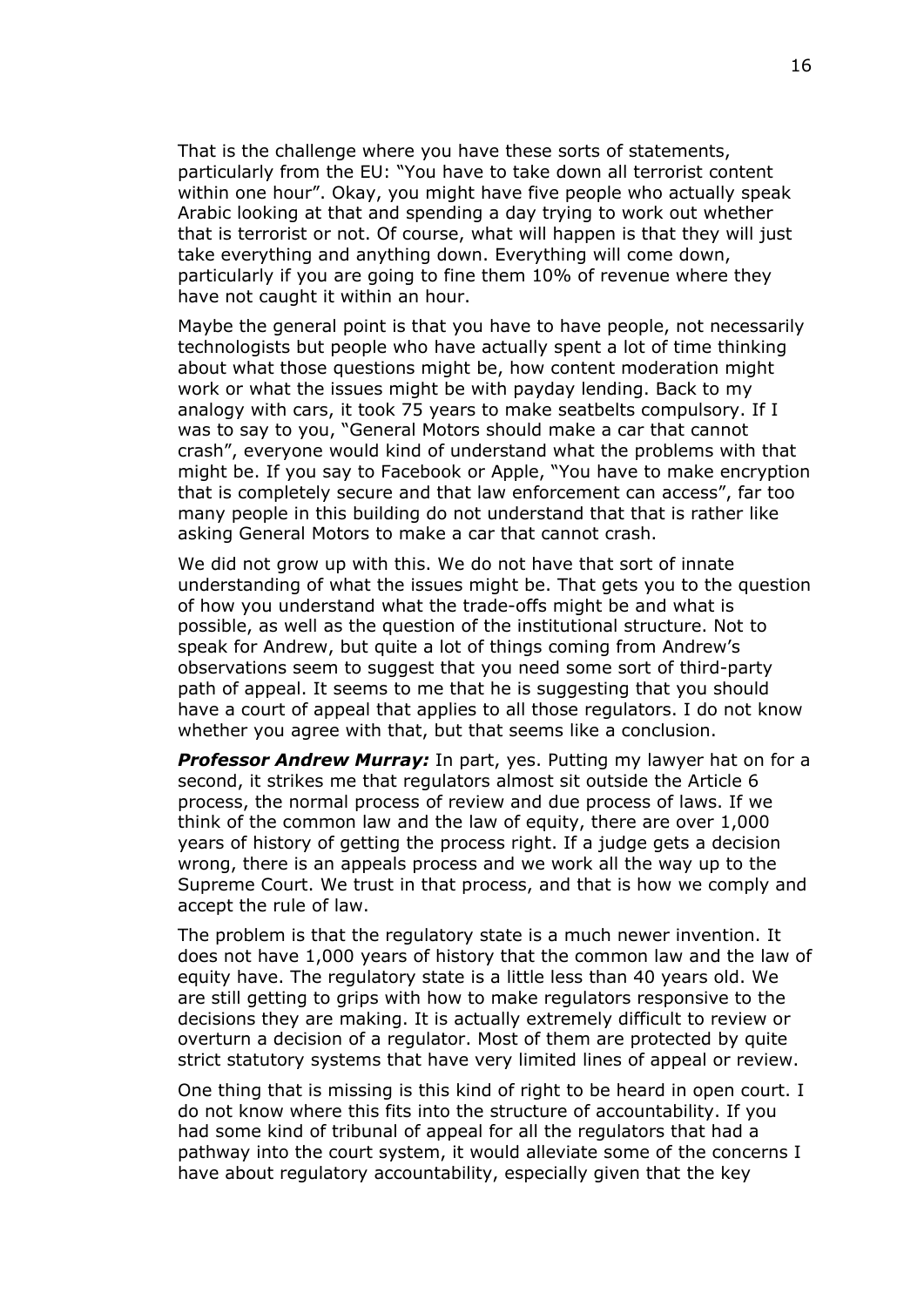That is the challenge where you have these sorts of statements, particularly from the EU: "You have to take down all terrorist content within one hour". Okay, you might have five people who actually speak Arabic looking at that and spending a day trying to work out whether that is terrorist or not. Of course, what will happen is that they will just take everything and anything down. Everything will come down, particularly if you are going to fine them 10% of revenue where they have not caught it within an hour.

Maybe the general point is that you have to have people, not necessarily technologists but people who have actually spent a lot of time thinking about what those questions might be, how content moderation might work or what the issues might be with payday lending. Back to my analogy with cars, it took 75 years to make seatbelts compulsory. If I was to say to you, "General Motors should make a car that cannot crash", everyone would kind of understand what the problems with that might be. If you say to Facebook or Apple, "You have to make encryption that is completely secure and that law enforcement can access", far too many people in this building do not understand that that is rather like asking General Motors to make a car that cannot crash.

We did not grow up with this. We do not have that sort of innate understanding of what the issues might be. That gets you to the question of how you understand what the trade-offs might be and what is possible, as well as the question of the institutional structure. Not to speak for Andrew, but quite a lot of things coming from Andrew's observations seem to suggest that you need some sort of third-party path of appeal. It seems to me that he is suggesting that you should have a court of appeal that applies to all those regulators. I do not know whether you agree with that, but that seems like a conclusion.

***Professor Andrew Murray:*** In part, yes. Putting my lawyer hat on for a second, it strikes me that regulators almost sit outside the Article 6 process, the normal process of review and due process of laws. If we think of the common law and the law of equity, there are over 1,000 years of history of getting the process right. If a judge gets a decision wrong, there is an appeals process and we work all the way up to the Supreme Court. We trust in that process, and that is how we comply and accept the rule of law.

The problem is that the regulatory state is a much newer invention. It does not have 1,000 years of history that the common law and the law of equity have. The regulatory state is a little less than 40 years old. We are still getting to grips with how to make regulators responsive to the decisions they are making. It is actually extremely difficult to review or overturn a decision of a regulator. Most of them are protected by quite strict statutory systems that have very limited lines of appeal or review.

One thing that is missing is this kind of right to be heard in open court. I do not know where this fits into the structure of accountability. If you had some kind of tribunal of appeal for all the regulators that had a pathway into the court system, it would alleviate some of the concerns I have about regulatory accountability, especially given that the key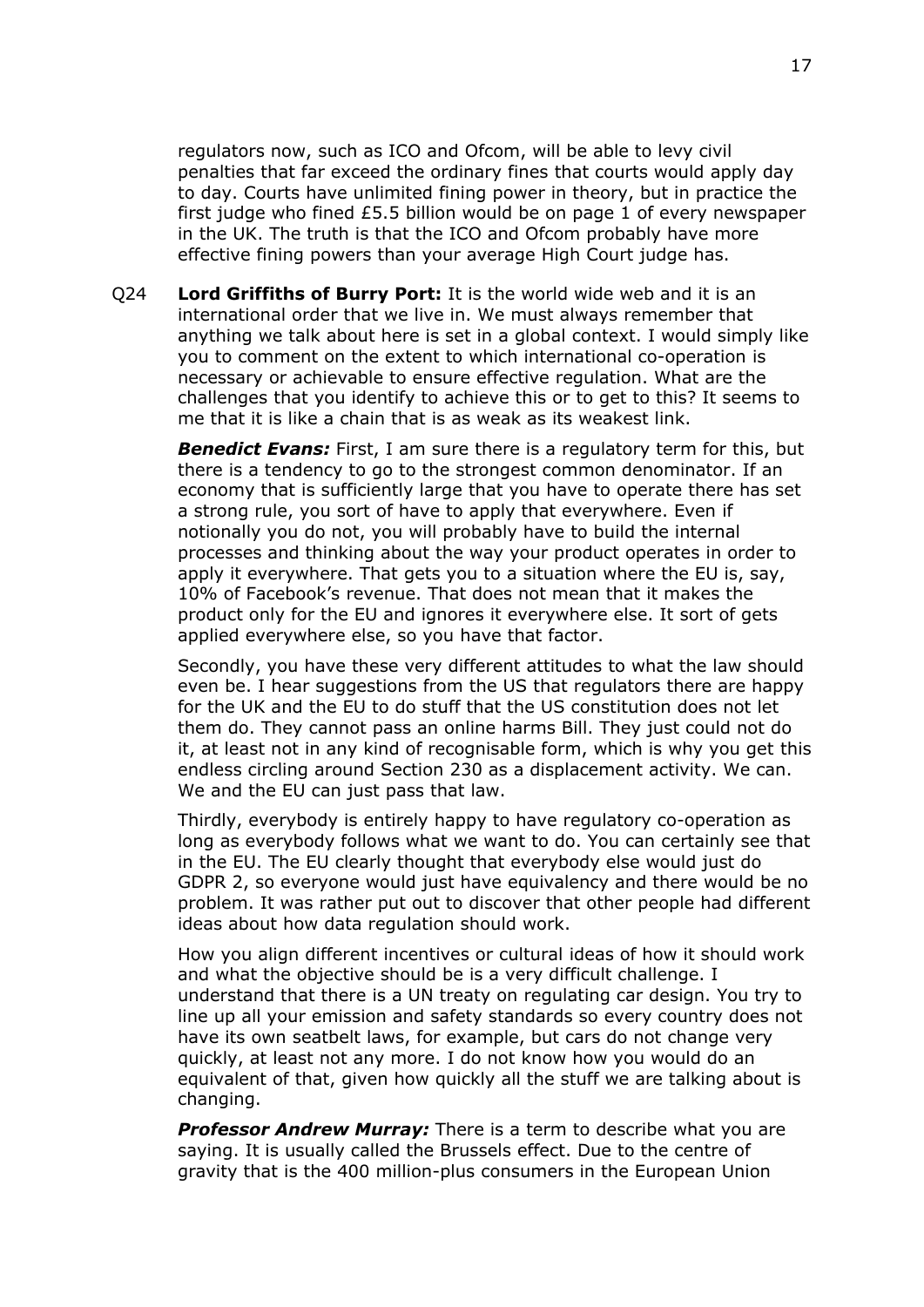regulators now, such as ICO and Ofcom, will be able to levy civil penalties that far exceed the ordinary fines that courts would apply day to day. Courts have unlimited fining power in theory, but in practice the first judge who fined £5.5 billion would be on page 1 of every newspaper in the UK. The truth is that the ICO and Ofcom probably have more effective fining powers than your average High Court judge has.

Q24 **Lord Griffiths of Burry Port:** It is the world wide web and it is an international order that we live in. We must always remember that anything we talk about here is set in a global context. I would simply like you to comment on the extent to which international co-operation is necessary or achievable to ensure effective regulation. What are the challenges that you identify to achieve this or to get to this? It seems to me that it is like a chain that is as weak as its weakest link.

***Benedict Evans:*** First, I am sure there is a regulatory term for this, but there is a tendency to go to the strongest common denominator. If an economy that is sufficiently large that you have to operate there has set a strong rule, you sort of have to apply that everywhere. Even if notionally you do not, you will probably have to build the internal processes and thinking about the way your product operates in order to apply it everywhere. That gets you to a situation where the EU is, say, 10% of Facebook's revenue. That does not mean that it makes the product only for the EU and ignores it everywhere else. It sort of gets applied everywhere else, so you have that factor.

Secondly, you have these very different attitudes to what the law should even be. I hear suggestions from the US that regulators there are happy for the UK and the EU to do stuff that the US constitution does not let them do. They cannot pass an online harms Bill. They just could not do it, at least not in any kind of recognisable form, which is why you get this endless circling around Section 230 as a displacement activity. We can. We and the EU can just pass that law.

Thirdly, everybody is entirely happy to have regulatory co-operation as long as everybody follows what we want to do. You can certainly see that in the EU. The EU clearly thought that everybody else would just do GDPR 2, so everyone would just have equivalency and there would be no problem. It was rather put out to discover that other people had different ideas about how data regulation should work.

How you align different incentives or cultural ideas of how it should work and what the objective should be is a very difficult challenge. I understand that there is a UN treaty on regulating car design. You try to line up all your emission and safety standards so every country does not have its own seatbelt laws, for example, but cars do not change very quickly, at least not any more. I do not know how you would do an equivalent of that, given how quickly all the stuff we are talking about is changing.

***Professor Andrew Murray:*** There is a term to describe what you are saying. It is usually called the Brussels effect. Due to the centre of gravity that is the 400 million-plus consumers in the European Union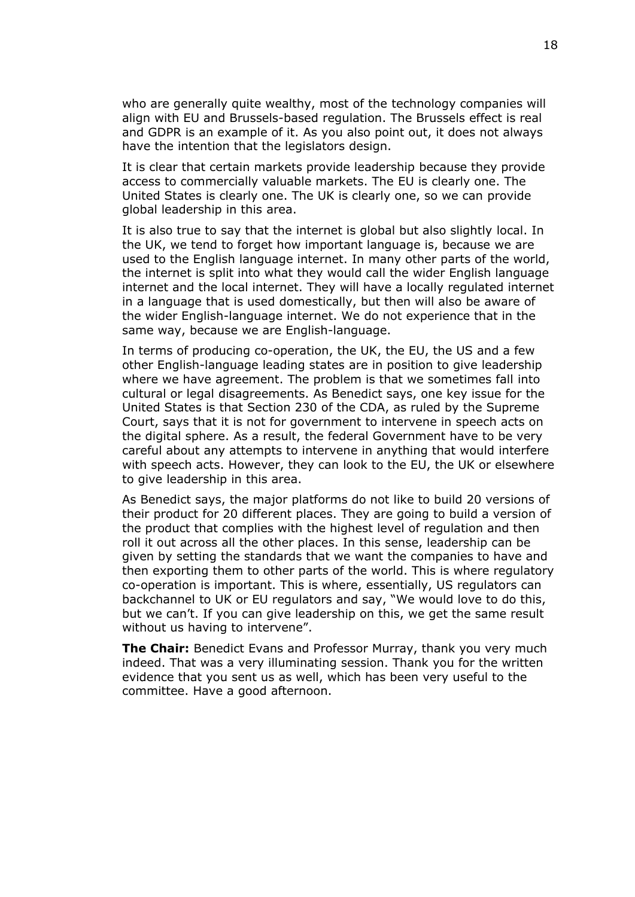who are generally quite wealthy, most of the technology companies will align with EU and Brussels-based regulation. The Brussels effect is real and GDPR is an example of it. As you also point out, it does not always have the intention that the legislators design.

It is clear that certain markets provide leadership because they provide access to commercially valuable markets. The EU is clearly one. The United States is clearly one. The UK is clearly one, so we can provide global leadership in this area.

It is also true to say that the internet is global but also slightly local. In the UK, we tend to forget how important language is, because we are used to the English language internet. In many other parts of the world, the internet is split into what they would call the wider English language internet and the local internet. They will have a locally regulated internet in a language that is used domestically, but then will also be aware of the wider English-language internet. We do not experience that in the same way, because we are English-language.

In terms of producing co-operation, the UK, the EU, the US and a few other English-language leading states are in position to give leadership where we have agreement. The problem is that we sometimes fall into cultural or legal disagreements. As Benedict says, one key issue for the United States is that Section 230 of the CDA, as ruled by the Supreme Court, says that it is not for government to intervene in speech acts on the digital sphere. As a result, the federal Government have to be very careful about any attempts to intervene in anything that would interfere with speech acts. However, they can look to the EU, the UK or elsewhere to give leadership in this area.

As Benedict says, the major platforms do not like to build 20 versions of their product for 20 different places. They are going to build a version of the product that complies with the highest level of regulation and then roll it out across all the other places. In this sense, leadership can be given by setting the standards that we want the companies to have and then exporting them to other parts of the world. This is where regulatory co-operation is important. This is where, essentially, US regulators can backchannel to UK or EU regulators and say, "We would love to do this, but we can't. If you can give leadership on this, we get the same result without us having to intervene".

**The Chair:** Benedict Evans and Professor Murray, thank you very much indeed. That was a very illuminating session. Thank you for the written evidence that you sent us as well, which has been very useful to the committee. Have a good afternoon.